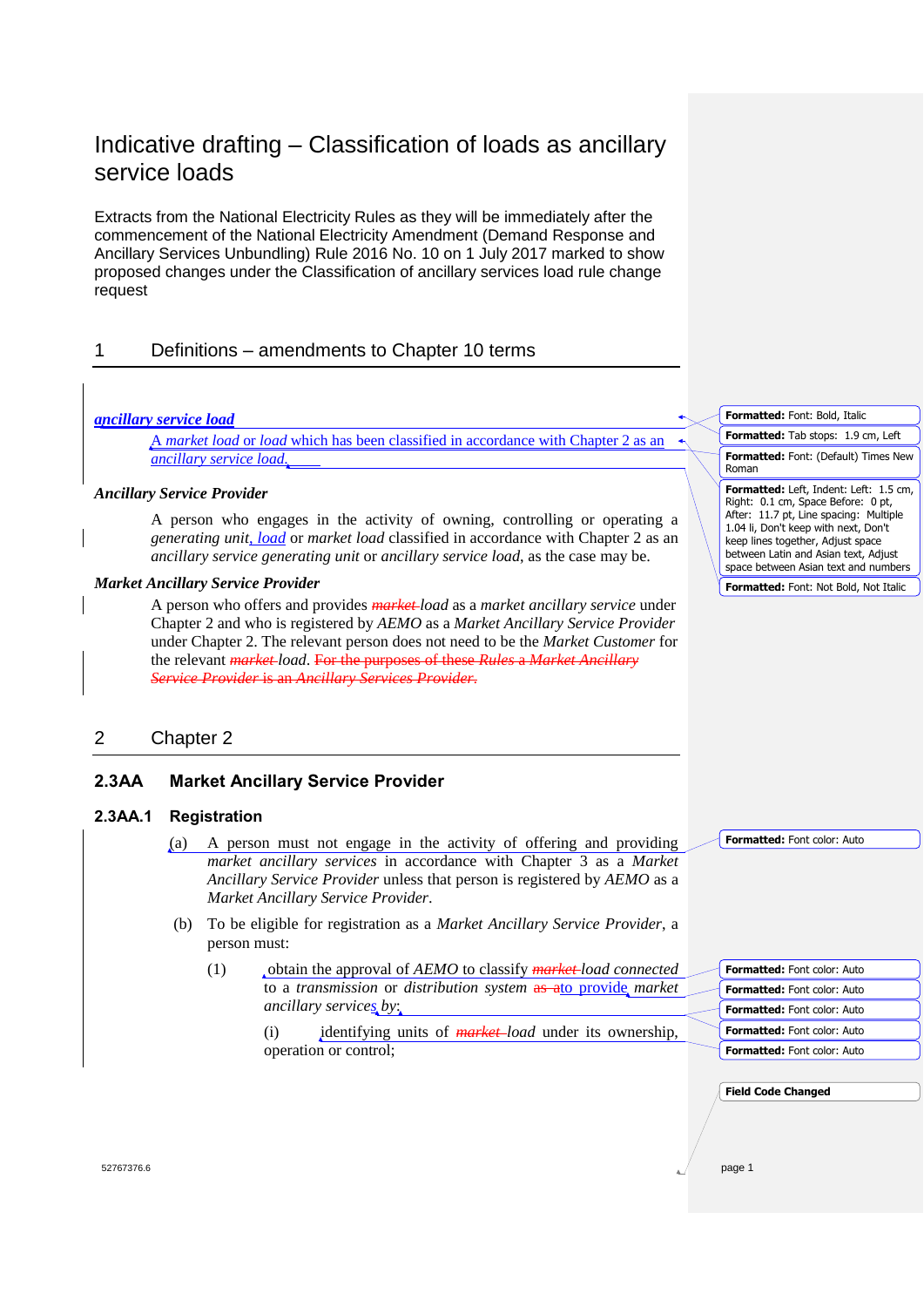# Indicative drafting – Classification of loads as ancillary service loads

Extracts from the National Electricity Rules as they will be immediately after the commencement of the National Electricity Amendment (Demand Response and Ancillary Services Unbundling) Rule 2016 No. 10 on 1 July 2017 marked to show proposed changes under the Classification of ancillary services load rule change request

## 1 Definitions – amendments to Chapter 10 terms

***ancillary service load***

A *market load* or *load* which has been classified in accordance with Chapter 2 as an *ancillary service load*.

***Ancillary Service Provider***

A person who engages in the activity of owning, controlling or operating a *generating unit*, *load* or *market load* classified in accordance with Chapter 2 as an *ancillary service generating unit* or *ancillary service load*, as the case may be.

***Market Ancillary Service Provider***

A person who offers and provides ~~*market*~~ *load* as a *market ancillary service* under Chapter 2 and who is registered by *AEMO* as a *Market Ancillary Service Provider* under Chapter 2. The relevant person does not need to be the *Market Customer* for the relevant ~~*market*~~ *load*. ~~For the purposes of these *Rules* a *Market Ancillary Service Provider* is an *Ancillary Services Provider*.~~

## 2 Chapter 2

### 2.3AA Market Ancillary Service Provider

#### 2.3AA.1 Registration

(a) A person must not engage in the activity of offering and providing *market ancillary services* in accordance with Chapter 3 as a *Market Ancillary Service Provider* unless that person is registered by *AEMO* as a *Market Ancillary Service Provider*.

(b) To be eligible for registration as a *Market Ancillary Service Provider*, a person must:

(1) obtain the approval of *AEMO* to classify ~~*market*~~ *load connected* to a *transmission* or *distribution system* ~~as a~~to provide *market ancillary services* by:

(i) identifying units of ~~*market*~~ *load* under its ownership, operation or control;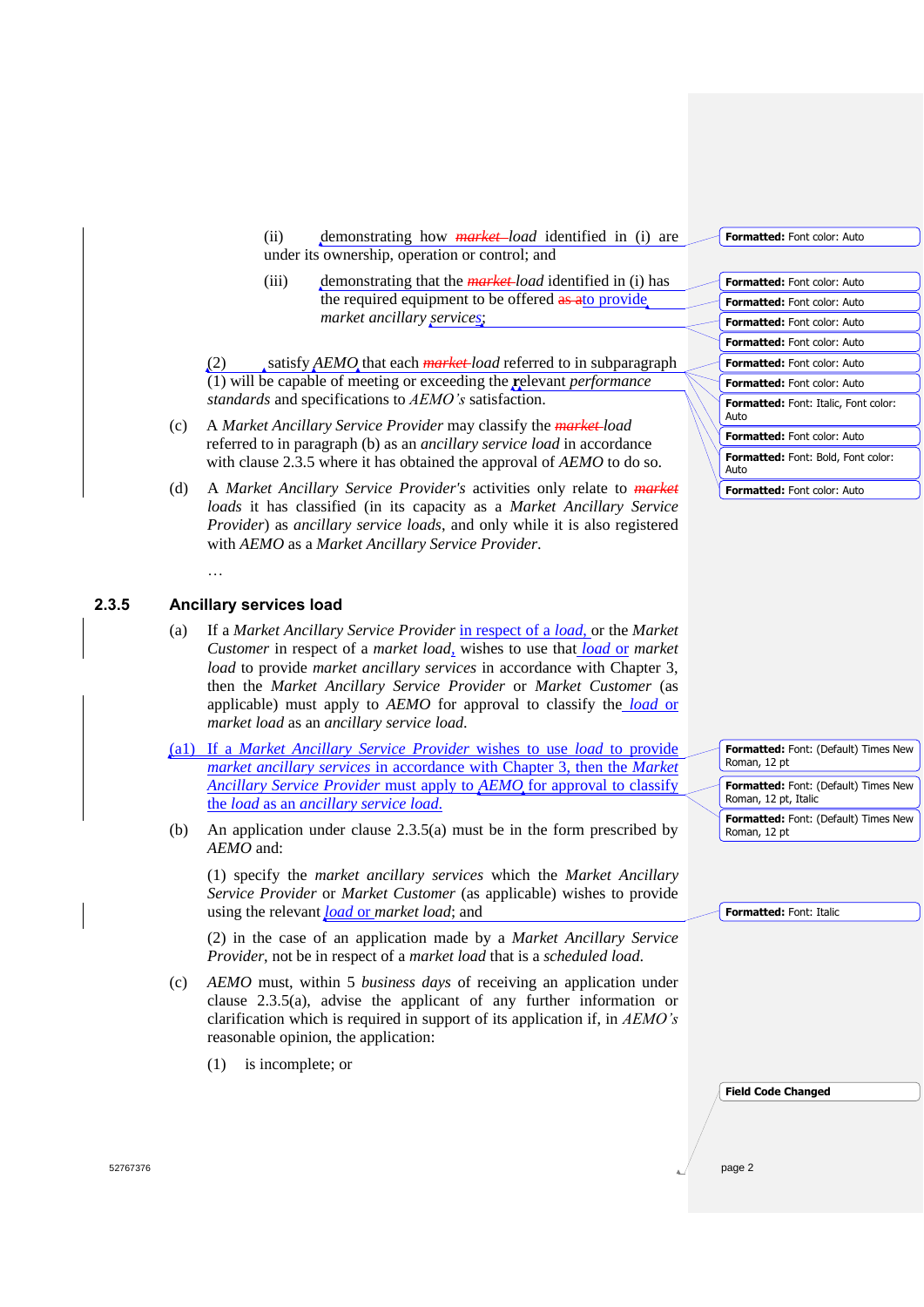(ii) demonstrating how *market* *load* identified in (i) are under its ownership, operation or control; and

(iii) demonstrating that the *market* *load* identified in (i) has the required equipment to be offered as ato provide *market ancillary services*;

(2) satisfy *AEMO* that each *market* *load* referred to in subparagraph (1) will be capable of meeting or exceeding the relevant *performance standards* and specifications to *AEMO's* satisfaction.

(c) A *Market Ancillary Service Provider* may classify the *market* *load* referred to in paragraph (b) as an *ancillary service load* in accordance with clause 2.3.5 where it has obtained the approval of *AEMO* to do so.

(d) A *Market Ancillary Service Provider's* activities only relate to *market* *loads* it has classified (in its capacity as a *Market Ancillary Service Provider*) as *ancillary service loads*, and only while it is also registered with *AEMO* as a *Market Ancillary Service Provider*.

…

### 2.3.5 Ancillary services load

(a) If a *Market Ancillary Service Provider* in respect of a *load*, or the *Market Customer* in respect of a *market load*, wishes to use that *load* or *market load* to provide *market ancillary services* in accordance with Chapter 3, then the *Market Ancillary Service Provider* or *Market Customer* (as applicable) must apply to *AEMO* for approval to classify the *load* or *market load* as an *ancillary service load*.

(a1) If a *Market Ancillary Service Provider* wishes to use *load* to provide *market ancillary services* in accordance with Chapter 3, then the *Market Ancillary Service Provider* must apply to *AEMO* for approval to classify the *load* as an *ancillary service load*.

(b) An application under clause 2.3.5(a) must be in the form prescribed by *AEMO* and:

(1) specify the *market ancillary services* which the *Market Ancillary Service Provider* or *Market Customer* (as applicable) wishes to provide using the relevant *load* or *market load*; and

(2) in the case of an application made by a *Market Ancillary Service Provider*, not be in respect of a *market load* that is a *scheduled load*.

(c) *AEMO* must, within 5 *business days* of receiving an application under clause 2.3.5(a), advise the applicant of any further information or clarification which is required in support of its application if, in *AEMO's* reasonable opinion, the application:

(1) is incomplete; or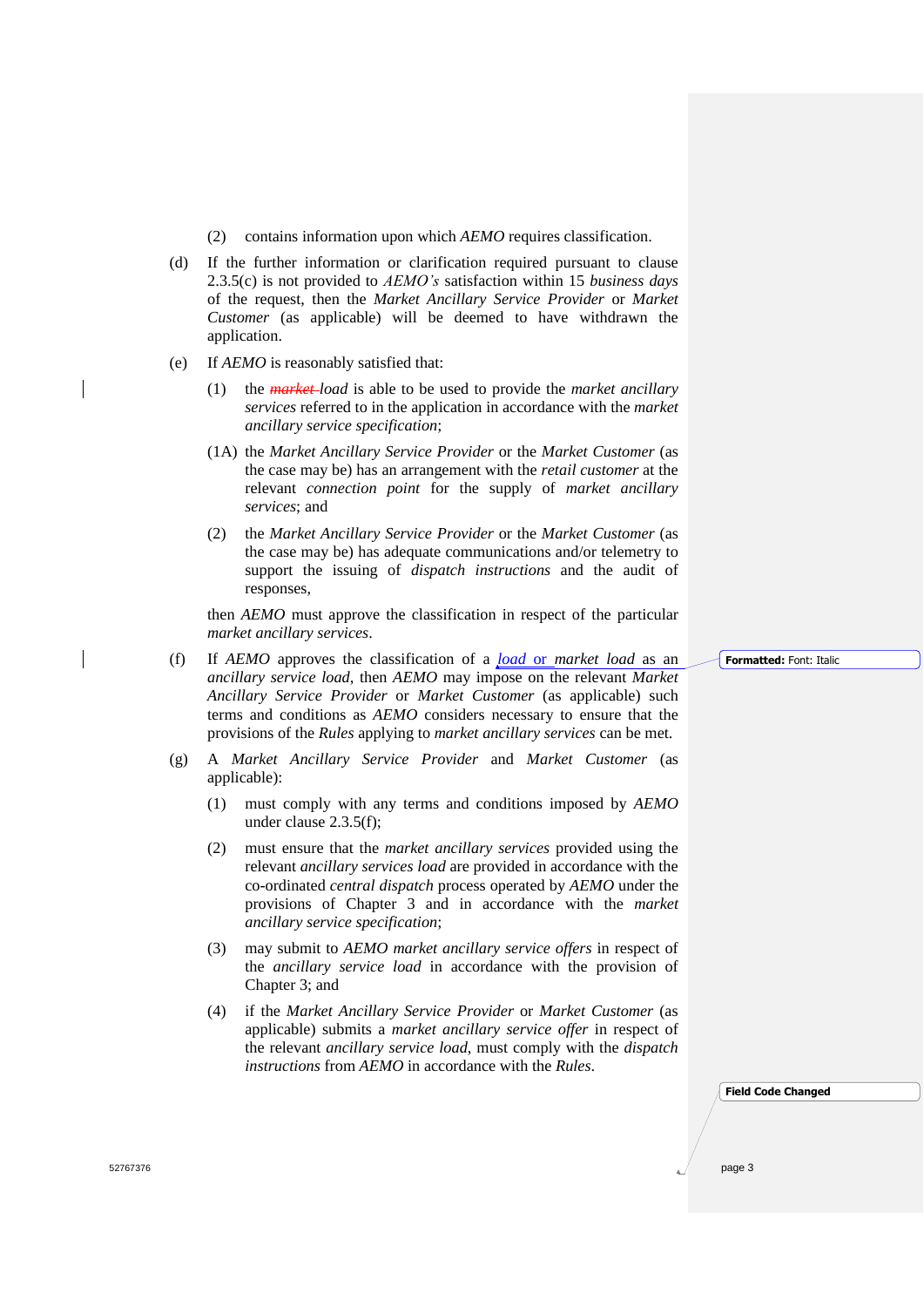(2) contains information upon which *AEMO* requires classification.

(d) If the further information or clarification required pursuant to clause 2.3.5(c) is not provided to *AEMO's* satisfaction within 15 *business days* of the request, then the *Market Ancillary Service Provider* or *Market Customer* (as applicable) will be deemed to have withdrawn the application.

(e) If *AEMO* is reasonably satisfied that:

(1) the ~~*market*~~ *load* is able to be used to provide the *market ancillary services* referred to in the application in accordance with the *market ancillary service specification*;

(1A) the *Market Ancillary Service Provider* or the *Market Customer* (as the case may be) has an arrangement with the *retail customer* at the relevant *connection point* for the supply of *market ancillary services*; and

(2) the *Market Ancillary Service Provider* or the *Market Customer* (as the case may be) has adequate communications and/or telemetry to support the issuing of *dispatch instructions* and the audit of responses,

then *AEMO* must approve the classification in respect of the particular *market ancillary services*.

(f) If *AEMO* approves the classification of a *load* or *market load* as an *ancillary service load*, then *AEMO* may impose on the relevant *Market Ancillary Service Provider* or *Market Customer* (as applicable) such terms and conditions as *AEMO* considers necessary to ensure that the provisions of the *Rules* applying to *market ancillary services* can be met.

(g) A *Market Ancillary Service Provider* and *Market Customer* (as applicable):

(1) must comply with any terms and conditions imposed by *AEMO* under clause 2.3.5(f);

(2) must ensure that the *market ancillary services* provided using the relevant *ancillary services load* are provided in accordance with the co-ordinated *central dispatch* process operated by *AEMO* under the provisions of Chapter 3 and in accordance with the *market ancillary service specification*;

(3) may submit to *AEMO market ancillary service offers* in respect of the *ancillary service load* in accordance with the provision of Chapter 3; and

(4) if the *Market Ancillary Service Provider* or *Market Customer* (as applicable) submits a *market ancillary service offer* in respect of the relevant *ancillary service load*, must comply with the *dispatch instructions* from *AEMO* in accordance with the *Rules*.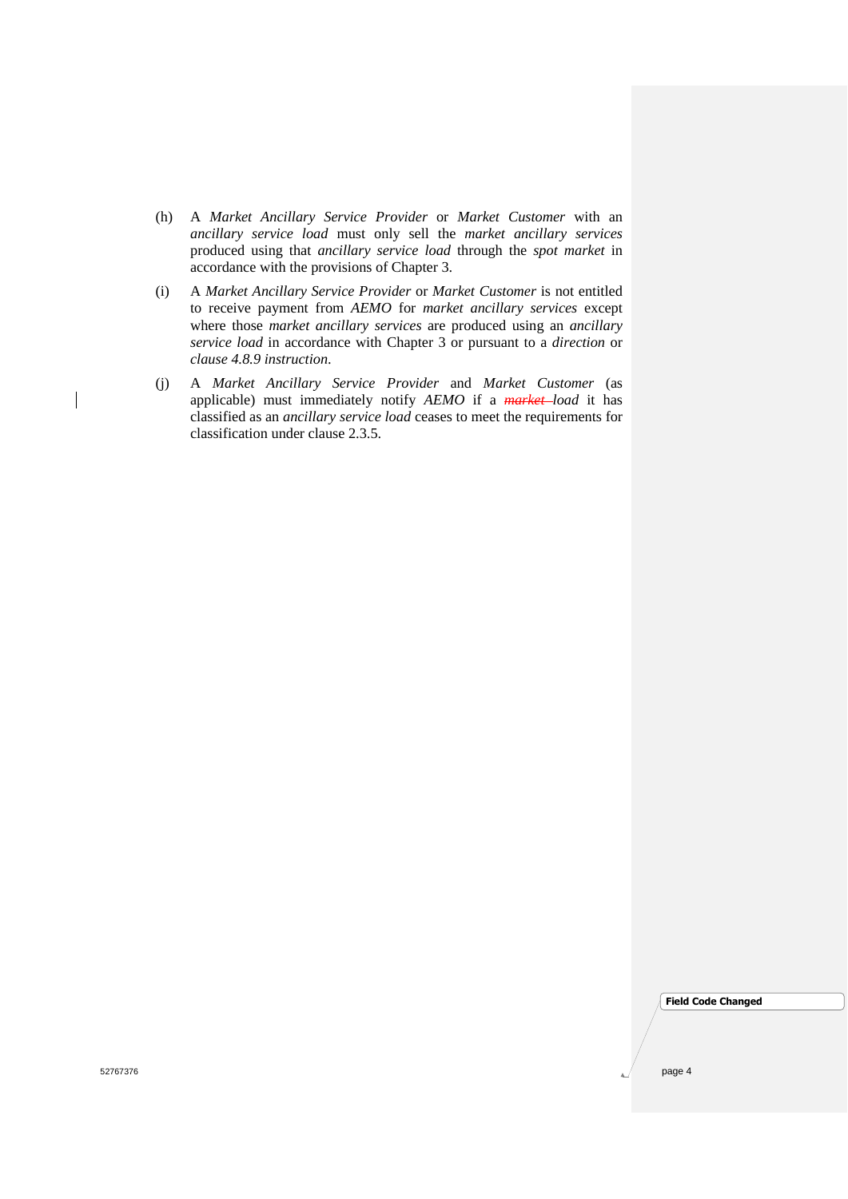(h) A *Market Ancillary Service Provider* or *Market Customer* with an *ancillary service load* must only sell the *market ancillary services* produced using that *ancillary service load* through the *spot market* in accordance with the provisions of Chapter 3.

(i) A *Market Ancillary Service Provider* or *Market Customer* is not entitled to receive payment from *AEMO* for *market ancillary services* except where those *market ancillary services* are produced using an *ancillary service load* in accordance with Chapter 3 or pursuant to a *direction* or *clause 4.8.9 instruction*.

(j) A *Market Ancillary Service Provider* and *Market Customer* (as applicable) must immediately notify *AEMO* if a ~~*market*~~ *load* it has classified as an *ancillary service load* ceases to meet the requirements for classification under clause 2.3.5.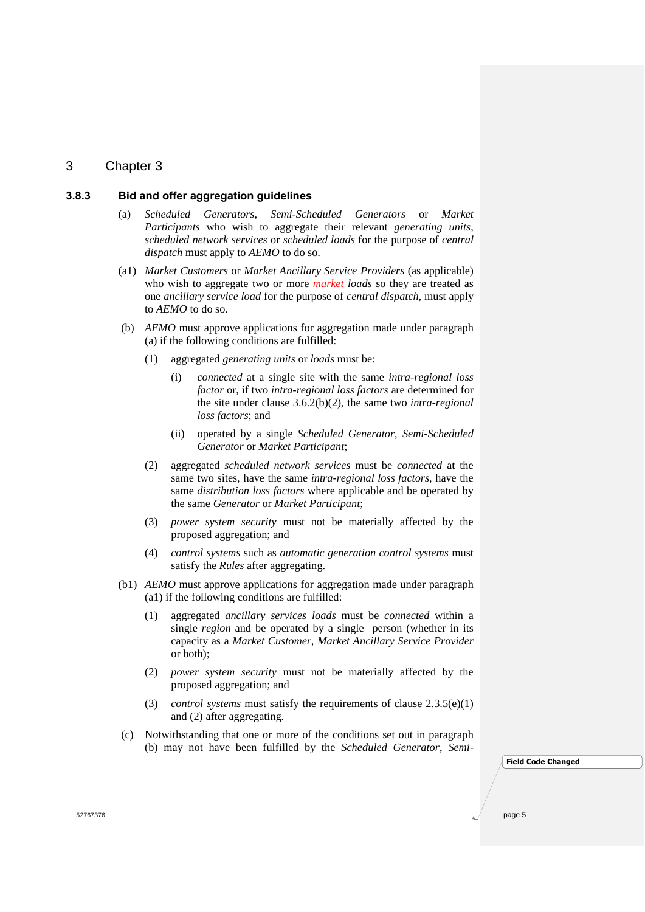## 3.8.3 Bid and offer aggregation guidelines

(a) *Scheduled Generators*, *Semi-Scheduled Generators* or *Market Participants* who wish to aggregate their relevant *generating units*, *scheduled network services* or *scheduled loads* for the purpose of *central dispatch* must apply to *AEMO* to do so.

(a1) *Market Customers* or *Market Ancillary Service Providers* (as applicable) who wish to aggregate two or more ~~*market*~~ *loads* so they are treated as one *ancillary service load* for the purpose of *central dispatch*, must apply to *AEMO* to do so.

(b) *AEMO* must approve applications for aggregation made under paragraph (a) if the following conditions are fulfilled:

(1) aggregated *generating units* or *loads* must be:

(i) *connected* at a single site with the same *intra-regional loss factor* or, if two *intra-regional loss factors* are determined for the site under clause 3.6.2(b)(2), the same two *intra-regional loss factors*; and

(ii) operated by a single *Scheduled Generator*, *Semi-Scheduled Generator* or *Market Participant*;

(2) aggregated *scheduled network services* must be *connected* at the same two sites, have the same *intra-regional loss factors*, have the same *distribution loss factors* where applicable and be operated by the same *Generator* or *Market Participant*;

(3) *power system security* must not be materially affected by the proposed aggregation; and

(4) *control systems* such as *automatic generation control systems* must satisfy the *Rules* after aggregating.

(b1) *AEMO* must approve applications for aggregation made under paragraph (a1) if the following conditions are fulfilled:

(1) aggregated *ancillary services loads* must be *connected* within a single *region* and be operated by a single person (whether in its capacity as a *Market Customer*, *Market Ancillary Service Provider* or both);

(2) *power system security* must not be materially affected by the proposed aggregation; and

(3) *control systems* must satisfy the requirements of clause 2.3.5(e)(1) and (2) after aggregating.

(c) Notwithstanding that one or more of the conditions set out in paragraph (b) may not have been fulfilled by the *Scheduled Generator*, *Semi-*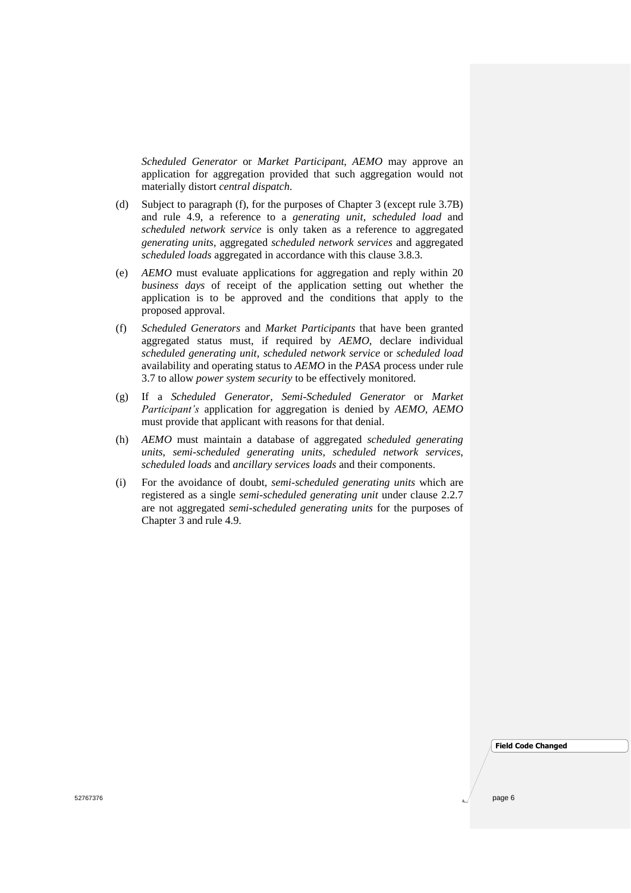*Scheduled Generator* or *Market Participant*, *AEMO* may approve an application for aggregation provided that such aggregation would not materially distort *central dispatch*.

(d) Subject to paragraph (f), for the purposes of Chapter 3 (except rule 3.7B) and rule 4.9, a reference to a *generating unit*, *scheduled load* and *scheduled network service* is only taken as a reference to aggregated *generating units*, aggregated *scheduled network services* and aggregated *scheduled loads* aggregated in accordance with this clause 3.8.3.

(e) *AEMO* must evaluate applications for aggregation and reply within 20 *business days* of receipt of the application setting out whether the application is to be approved and the conditions that apply to the proposed approval.

(f) *Scheduled Generators* and *Market Participants* that have been granted aggregated status must, if required by *AEMO*, declare individual *scheduled generating unit*, *scheduled network service* or *scheduled load* availability and operating status to *AEMO* in the *PASA* process under rule 3.7 to allow *power system security* to be effectively monitored.

(g) If a *Scheduled Generator*, *Semi-Scheduled Generator* or *Market Participant's* application for aggregation is denied by *AEMO*, *AEMO* must provide that applicant with reasons for that denial.

(h) *AEMO* must maintain a database of aggregated *scheduled generating units*, *semi-scheduled generating units*, *scheduled network services*, *scheduled loads* and *ancillary services loads* and their components.

(i) For the avoidance of doubt, *semi-scheduled generating units* which are registered as a single *semi-scheduled generating unit* under clause 2.2.7 are not aggregated *semi-scheduled generating units* for the purposes of Chapter 3 and rule 4.9.

**Field Code Changed**

52767376